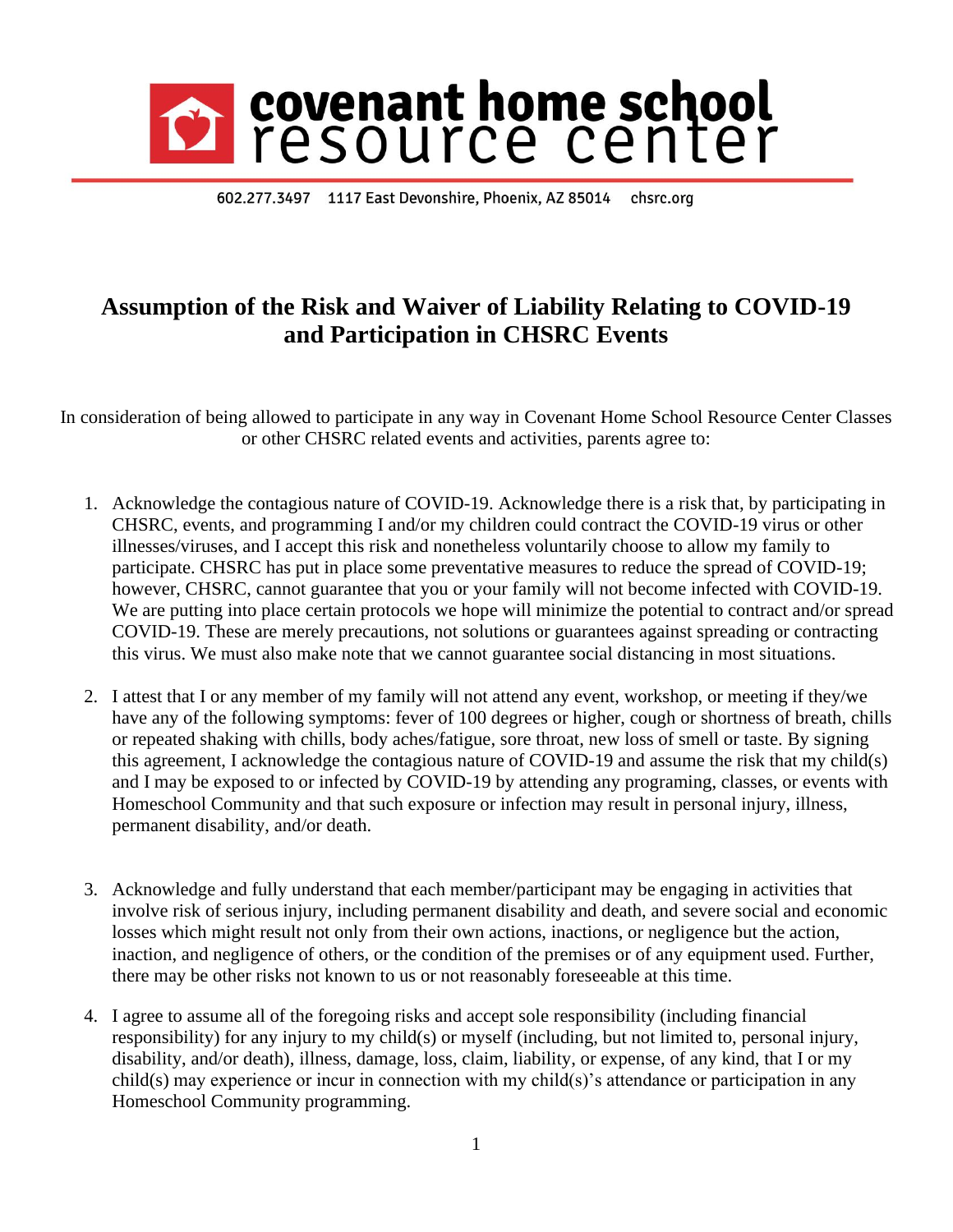**covenant home school resource center**

602.277.3497 1117 East Devonshire, Phoenix, AZ 85014 chsrc.org

# Assumption of the Risk and Waiver of Liability Relating to COVID-19 and Participation in CHSRC Events

In consideration of being allowed to participate in any way in Covenant Home School Resource Center Classes or other CHSRC related events and activities, parents agree to:

1. Acknowledge the contagious nature of COVID-19. Acknowledge there is a risk that, by participating in CHSRC, events, and programming I and/or my children could contract the COVID-19 virus or other illnesses/viruses, and I accept this risk and nonetheless voluntarily choose to allow my family to participate. CHSRC has put in place some preventative measures to reduce the spread of COVID-19; however, CHSRC, cannot guarantee that you or your family will not become infected with COVID-19. We are putting into place certain protocols we hope will minimize the potential to contract and/or spread COVID-19. These are merely precautions, not solutions or guarantees against spreading or contracting this virus. We must also make note that we cannot guarantee social distancing in most situations.

2. I attest that I or any member of my family will not attend any event, workshop, or meeting if they/we have any of the following symptoms: fever of 100 degrees or higher, cough or shortness of breath, chills or repeated shaking with chills, body aches/fatigue, sore throat, new loss of smell or taste. By signing this agreement, I acknowledge the contagious nature of COVID-19 and assume the risk that my child(s) and I may be exposed to or infected by COVID-19 by attending any programing, classes, or events with Homeschool Community and that such exposure or infection may result in personal injury, illness, permanent disability, and/or death.

3. Acknowledge and fully understand that each member/participant may be engaging in activities that involve risk of serious injury, including permanent disability and death, and severe social and economic losses which might result not only from their own actions, inactions, or negligence but the action, inaction, and negligence of others, or the condition of the premises or of any equipment used. Further, there may be other risks not known to us or not reasonably foreseeable at this time.

4. I agree to assume all of the foregoing risks and accept sole responsibility (including financial responsibility) for any injury to my child(s) or myself (including, but not limited to, personal injury, disability, and/or death), illness, damage, loss, claim, liability, or expense, of any kind, that I or my child(s) may experience or incur in connection with my child(s)'s attendance or participation in any Homeschool Community programming.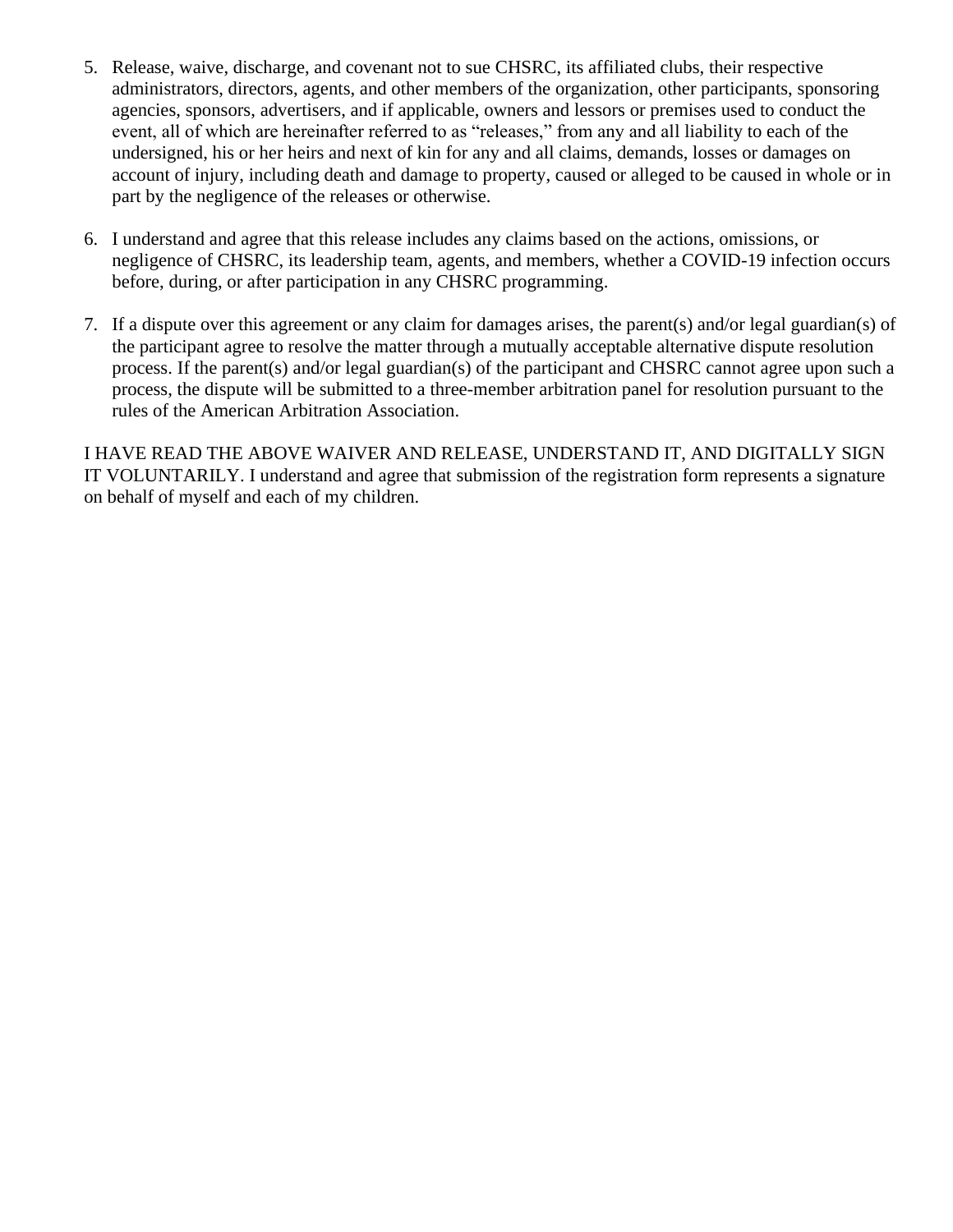5. Release, waive, discharge, and covenant not to sue CHSRC, its affiliated clubs, their respective administrators, directors, agents, and other members of the organization, other participants, sponsoring agencies, sponsors, advertisers, and if applicable, owners and lessors or premises used to conduct the event, all of which are hereinafter referred to as "releases," from any and all liability to each of the undersigned, his or her heirs and next of kin for any and all claims, demands, losses or damages on account of injury, including death and damage to property, caused or alleged to be caused in whole or in part by the negligence of the releases or otherwise.

6. I understand and agree that this release includes any claims based on the actions, omissions, or negligence of CHSRC, its leadership team, agents, and members, whether a COVID-19 infection occurs before, during, or after participation in any CHSRC programming.

7. If a dispute over this agreement or any claim for damages arises, the parent(s) and/or legal guardian(s) of the participant agree to resolve the matter through a mutually acceptable alternative dispute resolution process. If the parent(s) and/or legal guardian(s) of the participant and CHSRC cannot agree upon such a process, the dispute will be submitted to a three-member arbitration panel for resolution pursuant to the rules of the American Arbitration Association.

I HAVE READ THE ABOVE WAIVER AND RELEASE, UNDERSTAND IT, AND DIGITALLY SIGN IT VOLUNTARILY. I understand and agree that submission of the registration form represents a signature on behalf of myself and each of my children.